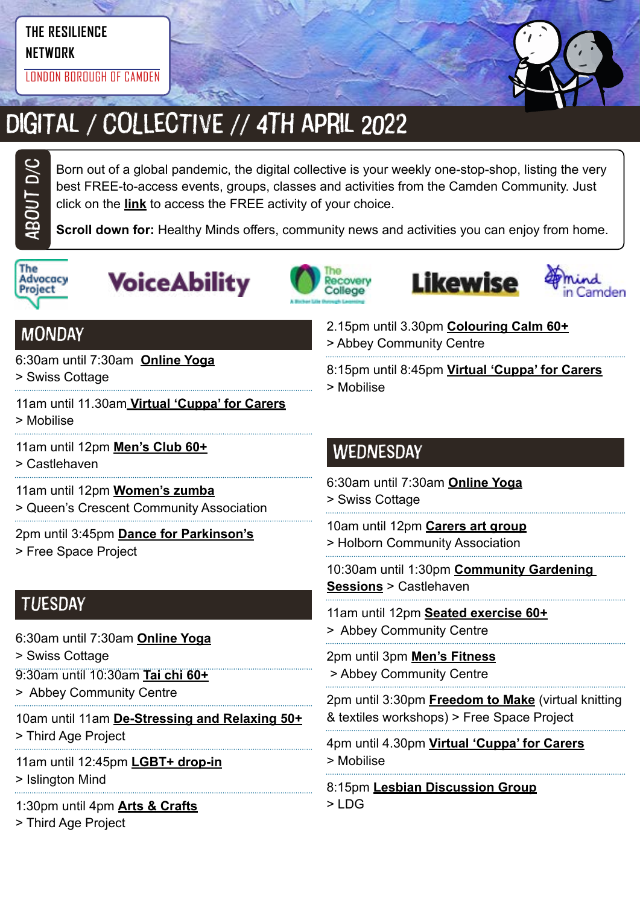THE RESILIENCE NETWORK

LONDON BOROUGH OF CAMDEN

# DIGITAL / COLLECTIVE // 4TH APRIL 2022

## ABOUT D/C

Born out of a global pandemic, the digital collective is your weekly one-stop-shop, listing the very best FREE-to-access events, groups, classes and activities from the Camden Community. Just click on the **link** to access the FREE activity of your choice.

**Scroll down for:** Healthy Minds offers, community news and activities you can enjoy from home.

The Advocacy Project | VoiceAbility | The Recovery College | Likewise | Mind in Camden

## MONDAY

6:30am until 7:30am **Online Yoga**
> Swiss Cottage

11am until 11.30am **Virtual 'Cuppa' for Carers**
> Mobilise

11am until 12pm **Men's Club 60+**
> Castlehaven

11am until 12pm **Women's zumba**
> Queen's Crescent Community Association

2pm until 3:45pm **Dance for Parkinson's**
> Free Space Project

## TUESDAY

6:30am until 7:30am **Online Yoga**
> Swiss Cottage

9:30am until 10:30am **Tai chi 60+**
> Abbey Community Centre

10am until 11am **De-Stressing and Relaxing 50+**
> Third Age Project

11am until 12:45pm **LGBT+ drop-in**
> Islington Mind

1:30pm until 4pm **Arts & Crafts**
> Third Age Project

2.15pm until 3.30pm **Colouring Calm 60+**
> Abbey Community Centre

8:15pm until 8:45pm **Virtual 'Cuppa' for Carers**
> Mobilise

## WEDNESDAY

6:30am until 7:30am **Online Yoga**
> Swiss Cottage

10am until 12pm **Carers art group**
> Holborn Community Association

10:30am until 1:30pm **Community Gardening Sessions** > Castlehaven

11am until 12pm **Seated exercise 60+**
> Abbey Community Centre

2pm until 3pm **Men's Fitness**
> Abbey Community Centre

2pm until 3:30pm **Freedom to Make** (virtual knitting & textiles workshops) > Free Space Project

4pm until 4.30pm **Virtual 'Cuppa' for Carers**
> Mobilise

8:15pm **Lesbian Discussion Group**
> LDG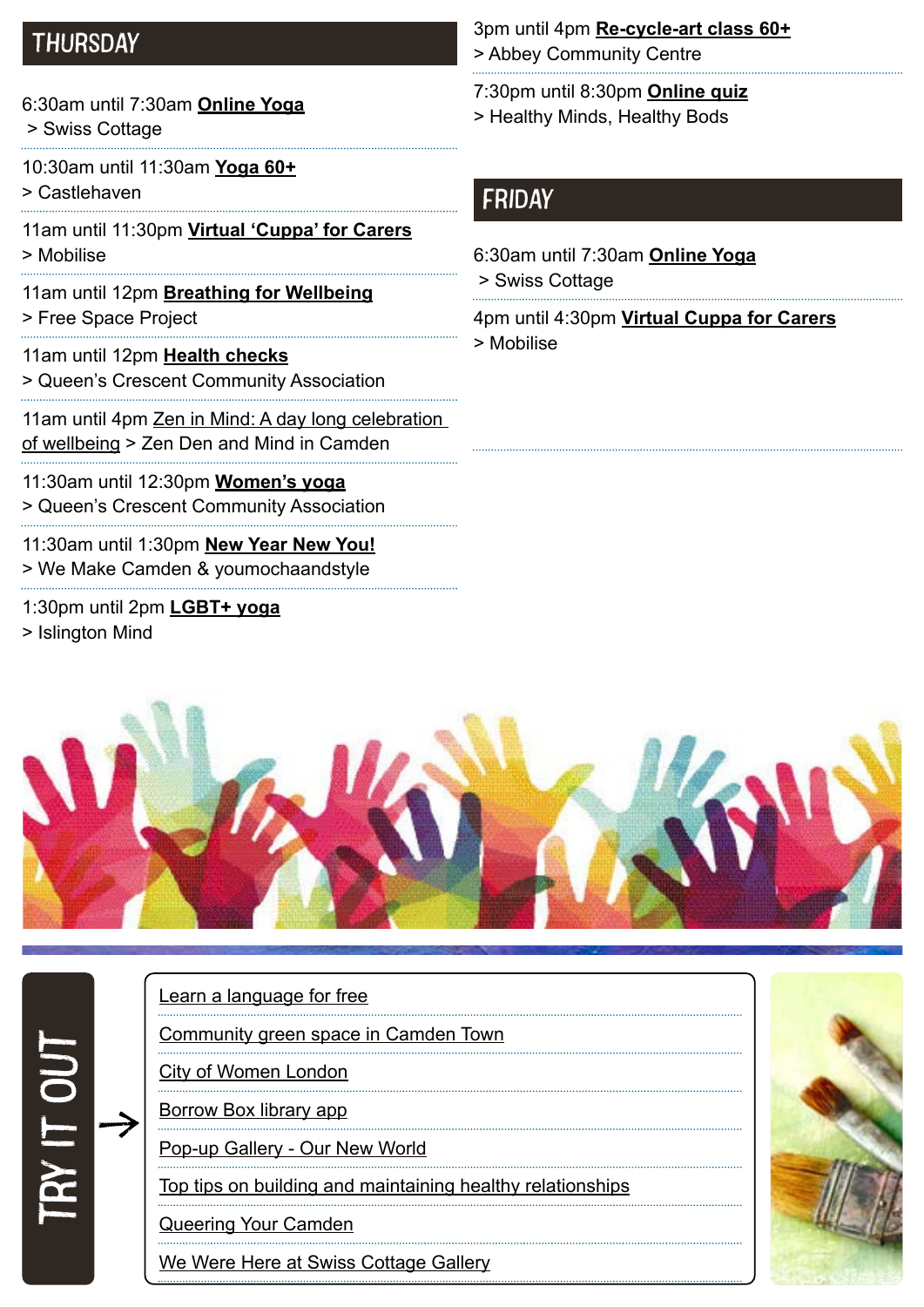## THURSDAY

6:30am until 7:30am **Online Yoga**
> Swiss Cottage

10:30am until 11:30am **Yoga 60+**
> Castlehaven

11am until 11:30pm **Virtual 'Cuppa' for Carers**
> Mobilise

11am until 12pm **Breathing for Wellbeing**
> Free Space Project

11am until 12pm **Health checks**
> Queen's Crescent Community Association

11am until 4pm Zen in Mind: A day long celebration of wellbeing > Zen Den and Mind in Camden

11:30am until 12:30pm **Women's yoga**
> Queen's Crescent Community Association

11:30am until 1:30pm **New Year New You!**
> We Make Camden & youmochaandstyle

1:30pm until 2pm **LGBT+ yoga**
> Islington Mind

3pm until 4pm **Re-cycle-art class 60+**
> Abbey Community Centre

7:30pm until 8:30pm **Online quiz**
> Healthy Minds, Healthy Bods

## FRIDAY

6:30am until 7:30am **Online Yoga**
> Swiss Cottage

4pm until 4:30pm **Virtual Cuppa for Carers**
> Mobilise

## TRY IT OUT

- Learn a language for free
- Community green space in Camden Town
- City of Women London
- Borrow Box library app
- Pop-up Gallery - Our New World
- Top tips on building and maintaining healthy relationships
- Queering Your Camden
- We Were Here at Swiss Cottage Gallery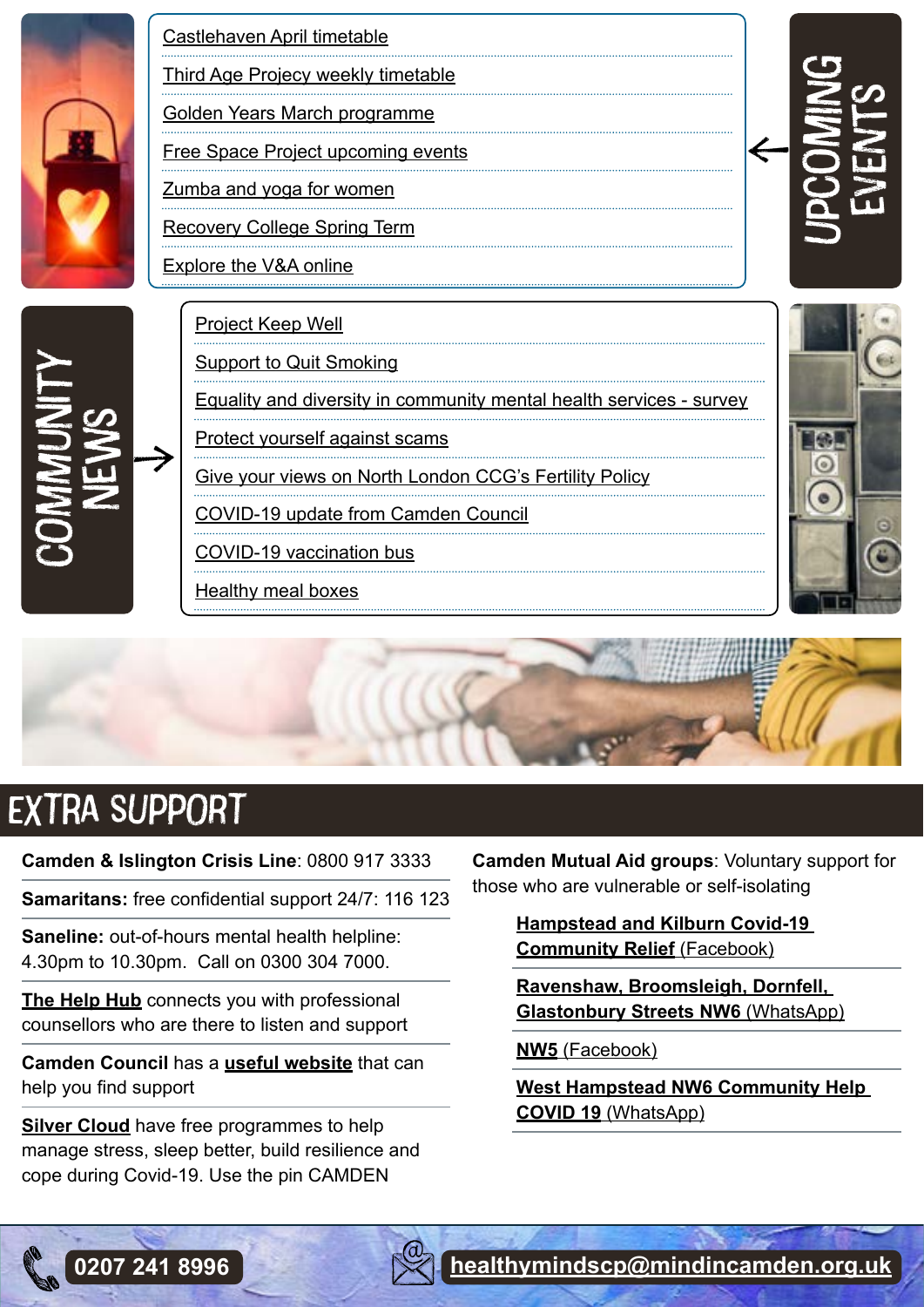## UPCOMING EVENTS

- Castlehaven April timetable
- Third Age Projecy weekly timetable
- Golden Years March programme
- Free Space Project upcoming events
- Zumba and yoga for women
- Recovery College Spring Term
- Explore the V&A online

## COMMUNITY NEWS

- Project Keep Well
- Support to Quit Smoking
- Equality and diversity in community mental health services - survey
- Protect yourself against scams
- Give your views on North London CCG's Fertility Policy
- COVID-19 update from Camden Council
- COVID-19 vaccination bus
- Healthy meal boxes

# EXTRA SUPPORT

**Camden & Islington Crisis Line**: 0800 917 3333

**Samaritans:** free confidential support 24/7: 116 123

**Saneline:** out-of-hours mental health helpline: 4.30pm to 10.30pm. Call on 0300 304 7000.

**The Help Hub** connects you with professional counsellors who are there to listen and support

**Camden Council** has a **useful website** that can help you find support

**Silver Cloud** have free programmes to help manage stress, sleep better, build resilience and cope during Covid-19. Use the pin CAMDEN

**Camden Mutual Aid groups**: Voluntary support for those who are vulnerable or self-isolating

- **Hampstead and Kilburn Covid-19 Community Relief** (Facebook)
- **Ravenshaw, Broomsleigh, Dornfell, Glastonbury Streets NW6** (WhatsApp)
- **NW5** (Facebook)
- **West Hampstead NW6 Community Help COVID 19** (WhatsApp)

0207 241 8996

healthymindscp@mindincamden.org.uk